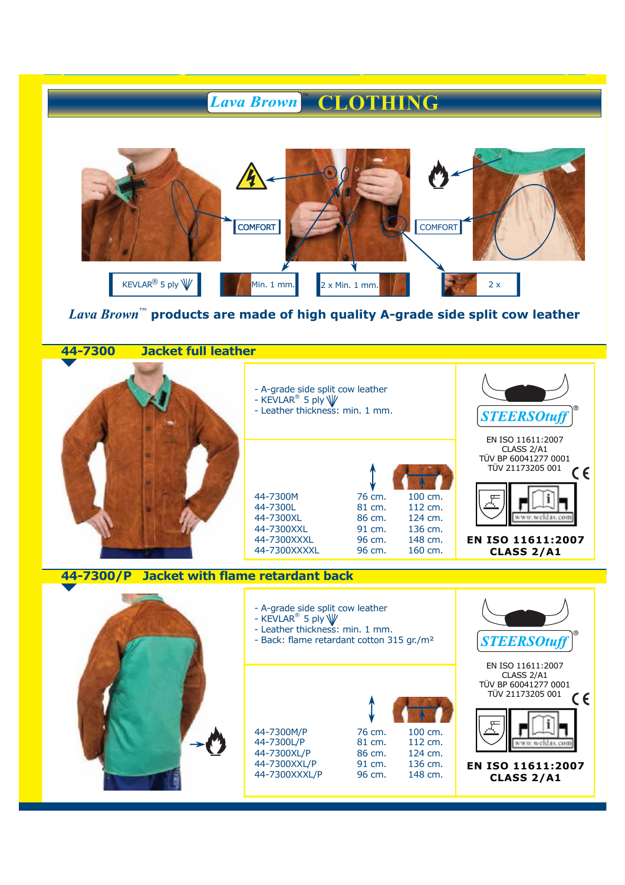# Lava Brown™ CLOTHING

COMFORT

COMFORT

KEVLAR® 5 ply

Min. 1 mm.

2 x Min. 1 mm.

2 x

***Lava Brown™* products are made of high quality A-grade side split cow leather**

## 44-7300 Jacket full leather

- A-grade side split cow leather
- KEVLAR® 5 ply
- Leather thickness: min. 1 mm.

| Article | Length | Chest |
|---|---|---|
| 44-7300M | 76 cm. | 100 cm. |
| 44-7300L | 81 cm. | 112 cm. |
| 44-7300XL | 86 cm. | 124 cm. |
| 44-7300XXL | 91 cm. | 136 cm. |
| 44-7300XXXL | 96 cm. | 148 cm. |
| 44-7300XXXXL | 96 cm. | 160 cm. |

STEERSOtuff®

EN ISO 11611:2007
CLASS 2/A1
TÜV BP 60041277 0001
TÜV 21173205 001

www.weldas.com

**EN ISO 11611:2007**
**CLASS 2/A1**

## 44-7300/P Jacket with flame retardant back

- A-grade side split cow leather
- KEVLAR® 5 ply
- Leather thickness: min. 1 mm.
- Back: flame retardant cotton 315 gr./m²

| Article | Length | Chest |
|---|---|---|
| 44-7300M/P | 76 cm. | 100 cm. |
| 44-7300L/P | 81 cm. | 112 cm. |
| 44-7300XL/P | 86 cm. | 124 cm. |
| 44-7300XXL/P | 91 cm. | 136 cm. |
| 44-7300XXXL/P | 96 cm. | 148 cm. |

STEERSOtuff®

EN ISO 11611:2007
CLASS 2/A1
TÜV BP 60041277 0001
TÜV 21173205 001

www.weldas.com

**EN ISO 11611:2007**
**CLASS 2/A1**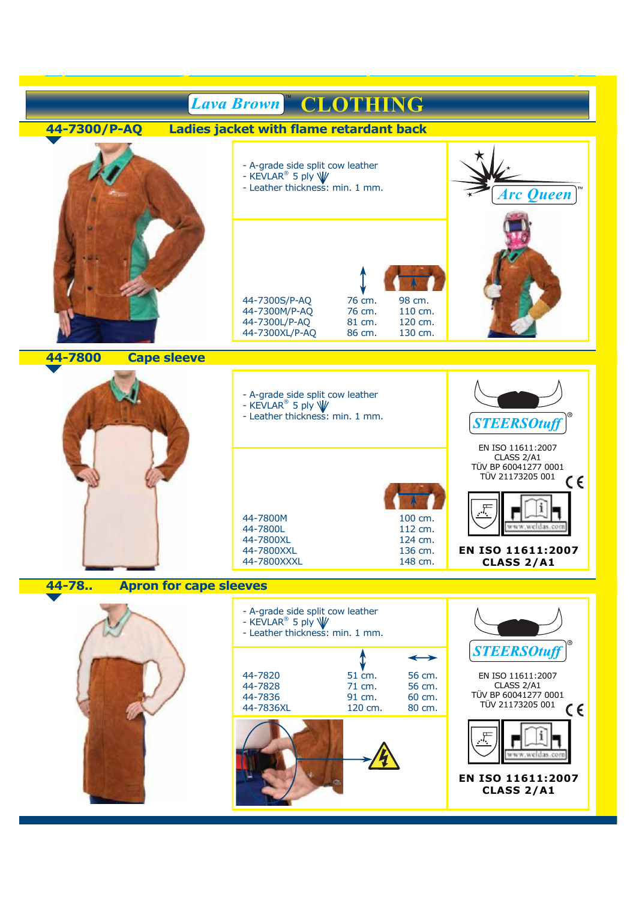# Lava Brown™ CLOTHING

## 44-7300/P-AQ Ladies jacket with flame retardant back

- A-grade side split cow leather
- KEVLAR® 5 ply
- Leather thickness: min. 1 mm.

Arc Queen™

| | ↕ | ↔ |
|---|---|---|
| 44-7300S/P-AQ | 76 cm. | 98 cm. |
| 44-7300M/P-AQ | 76 cm. | 110 cm. |
| 44-7300L/P-AQ | 81 cm. | 120 cm. |
| 44-7300XL/P-AQ | 86 cm. | 130 cm. |

## 44-7800 Cape sleeve

- A-grade side split cow leather
- KEVLAR® 5 ply
- Leather thickness: min. 1 mm.

STEERSOtuff®

EN ISO 11611:2007
CLASS 2/A1
TÜV BP 60041277 0001
TÜV 21173205 001

| | ↔ |
|---|---|
| 44-7800M | 100 cm. |
| 44-7800L | 112 cm. |
| 44-7800XL | 124 cm. |
| 44-7800XXL | 136 cm. |
| 44-7800XXXL | 148 cm. |

www.weldas.com

**EN ISO 11611:2007 CLASS 2/A1**

## 44-78.. Apron for cape sleeves

- A-grade side split cow leather
- KEVLAR® 5 ply
- Leather thickness: min. 1 mm.

STEERSOtuff®

EN ISO 11611:2007
CLASS 2/A1
TÜV BP 60041277 0001
TÜV 21173205 001

| | ↕ | ↔ |
|---|---|---|
| 44-7820 | 51 cm. | 56 cm. |
| 44-7828 | 71 cm. | 56 cm. |
| 44-7836 | 91 cm. | 60 cm. |
| 44-7836XL | 120 cm. | 80 cm. |

www.weldas.com

**EN ISO 11611:2007 CLASS 2/A1**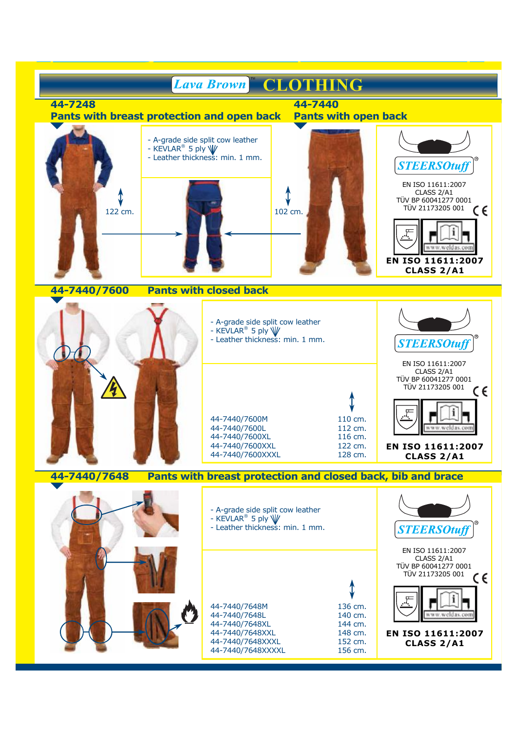# Lava Brown™ CLOTHING

## 44-7248
### Pants with breast protection and open back

- A-grade side split cow leather
- KEVLAR® 5 ply
- Leather thickness: min. 1 mm.

122 cm.

## 44-7440
### Pants with open back

102 cm.

STEERSOtuff®

EN ISO 11611:2007
CLASS 2/A1
TÜV BP 60041277 0001
TÜV 21173205 001

www.weldas.com

**EN ISO 11611:2007**
**CLASS 2/A1**

## 44-7440/7600 Pants with closed back

- A-grade side split cow leather
- KEVLAR® 5 ply
- Leather thickness: min. 1 mm.

| | |
|---|---|
| 44-7440/7600M | 110 cm. |
| 44-7440/7600L | 112 cm. |
| 44-7440/7600XL | 116 cm. |
| 44-7440/7600XXL | 122 cm. |
| 44-7440/7600XXXL | 128 cm. |

STEERSOtuff®

EN ISO 11611:2007
CLASS 2/A1
TÜV BP 60041277 0001
TÜV 21173205 001

www.weldas.com

**EN ISO 11611:2007**
**CLASS 2/A1**

## 44-7440/7648 Pants with breast protection and closed back, bib and brace

- A-grade side split cow leather
- KEVLAR® 5 ply
- Leather thickness: min. 1 mm.

| | |
|---|---|
| 44-7440/7648M | 136 cm. |
| 44-7440/7648L | 140 cm. |
| 44-7440/7648XL | 144 cm. |
| 44-7440/7648XXL | 148 cm. |
| 44-7440/7648XXXL | 152 cm. |
| 44-7440/7648XXXXL | 156 cm. |

STEERSOtuff®

EN ISO 11611:2007
CLASS 2/A1
TÜV BP 60041277 0001
TÜV 21173205 001

www.weldas.com

**EN ISO 11611:2007**
**CLASS 2/A1**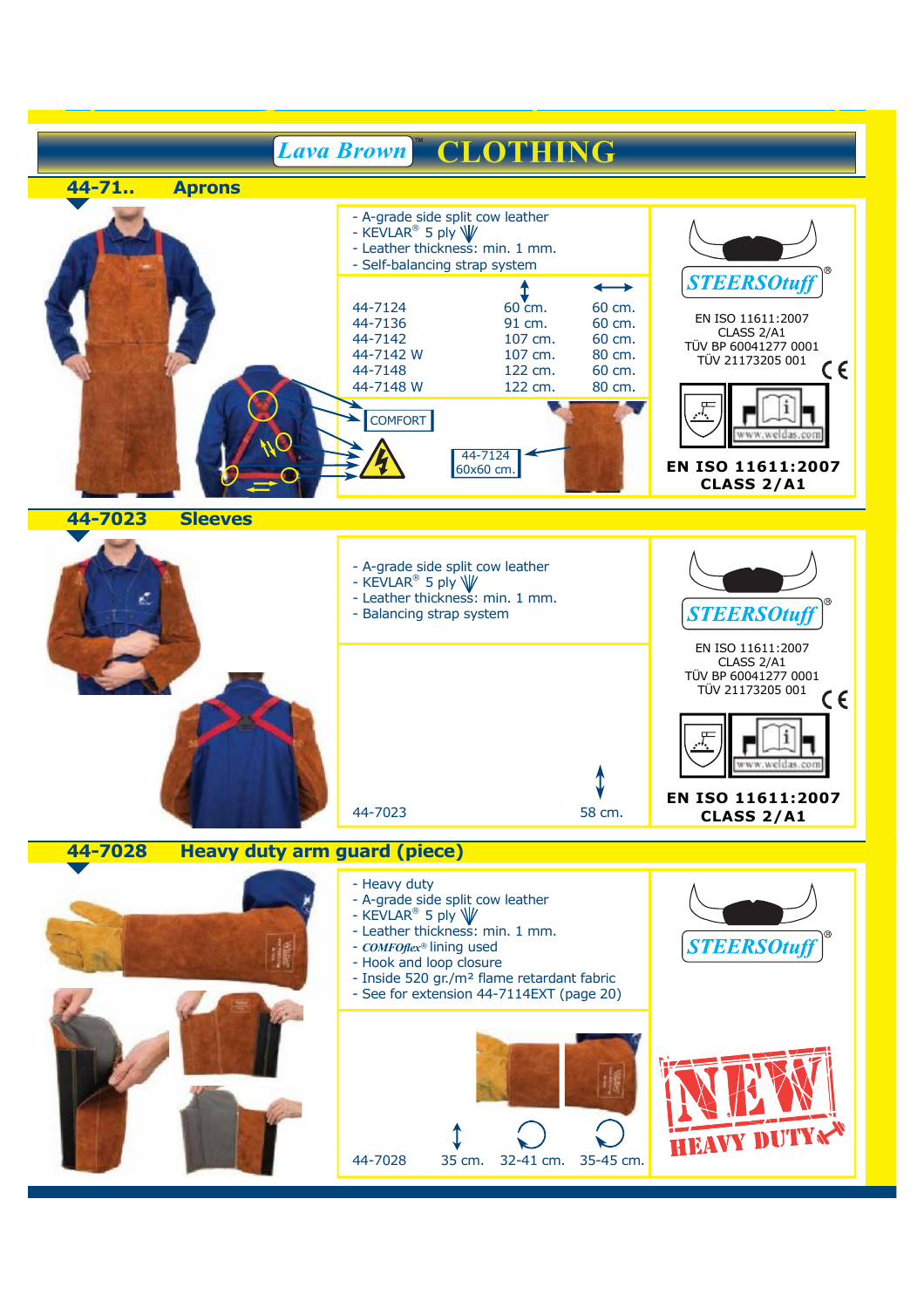# Lava Brown™ CLOTHING

## 44-71.. Aprons

- A-grade side split cow leather
- KEVLAR® 5 ply
- Leather thickness: min. 1 mm.
- Self-balancing strap system

| | ↕ | ↔ |
|---|---|---|
| 44-7124 | 60 cm. | 60 cm. |
| 44-7136 | 91 cm. | 60 cm. |
| 44-7142 | 107 cm. | 60 cm. |
| 44-7142 W | 107 cm. | 80 cm. |
| 44-7148 | 122 cm. | 60 cm. |
| 44-7148 W | 122 cm. | 80 cm. |

COMFORT

44-7124 60x60 cm.

STEERSOtuff®

EN ISO 11611:2007
CLASS 2/A1
TÜV BP 60041277 0001
TÜV 21173205 001

CE

www.weldas.com

**EN ISO 11611:2007 CLASS 2/A1**

## 44-7023 Sleeves

- A-grade side split cow leather
- KEVLAR® 5 ply
- Leather thickness: min. 1 mm.
- Balancing strap system

| | ↕ |
|---|---|
| 44-7023 | 58 cm. |

STEERSOtuff®

EN ISO 11611:2007
CLASS 2/A1
TÜV BP 60041277 0001
TÜV 21173205 001

CE

www.weldas.com

**EN ISO 11611:2007 CLASS 2/A1**

## 44-7028 Heavy duty arm guard (piece)

- Heavy duty
- A-grade side split cow leather
- KEVLAR® 5 ply
- Leather thickness: min. 1 mm.
- *COMFOflex®* lining used
- Hook and loop closure
- Inside 520 gr./m² flame retardant fabric
- See for extension 44-7114EXT (page 20)

| | ↕ | ○ | ○ |
|---|---|---|---|
| 44-7028 | 35 cm. | 32-41 cm. | 35-45 cm. |

STEERSOtuff®

NEW HEAVY DUTY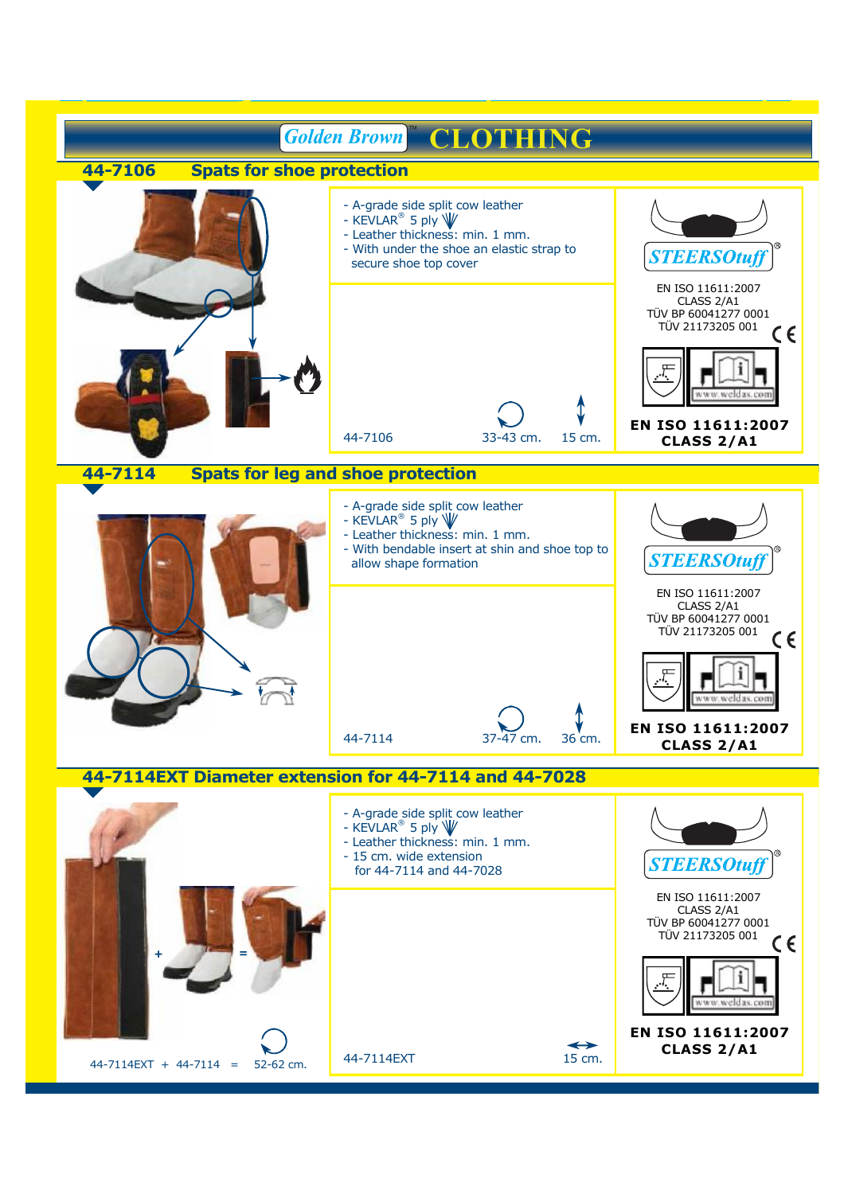# Golden Brown™ CLOTHING

## 44-7106 Spats for shoe protection

- A-grade side split cow leather
- KEVLAR® 5 ply
- Leather thickness: min. 1 mm.
- With under the shoe an elastic strap to secure shoe top cover

44-7106 33-43 cm. 15 cm.

STEERSOtuff®

EN ISO 11611:2007
CLASS 2/A1
TÜV BP 60041277 0001
TÜV 21173205 001

www.weldas.com

**EN ISO 11611:2007**
**CLASS 2/A1**

## 44-7114 Spats for leg and shoe protection

- A-grade side split cow leather
- KEVLAR® 5 ply
- Leather thickness: min. 1 mm.
- With bendable insert at shin and shoe top to allow shape formation

44-7114 37-47 cm. 36 cm.

STEERSOtuff®

EN ISO 11611:2007
CLASS 2/A1
TÜV BP 60041277 0001
TÜV 21173205 001

www.weldas.com

**EN ISO 11611:2007**
**CLASS 2/A1**

## 44-7114EXT Diameter extension for 44-7114 and 44-7028

- A-grade side split cow leather
- KEVLAR® 5 ply
- Leather thickness: min. 1 mm.
- 15 cm. wide extension for 44-7114 and 44-7028

44-7114EXT + 44-7114 = 52-62 cm.

44-7114EXT 15 cm.

STEERSOtuff®

EN ISO 11611:2007
CLASS 2/A1
TÜV BP 60041277 0001
TÜV 21173205 001

www.weldas.com

**EN ISO 11611:2007**
**CLASS 2/A1**